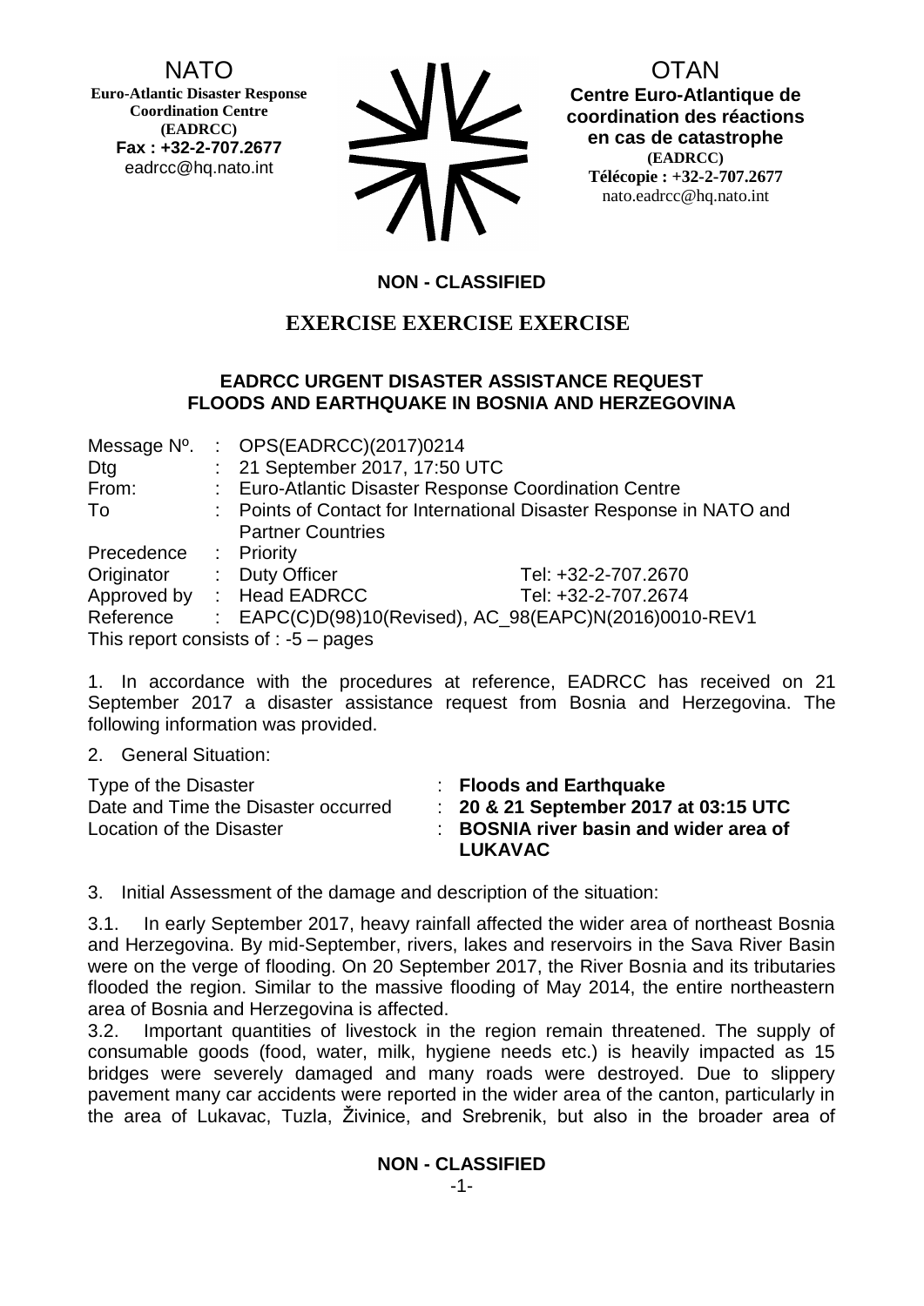NATO
**Euro-Atlantic Disaster Response Coordination Centre (EADRCC)**
**Fax : +32-2-707.2677**
eadrcc@hq.nato.int

OTAN
**Centre Euro-Atlantique de coordination des réactions en cas de catastrophe**
**(EADRCC)**
**Télécopie : +32-2-707.2677**
nato.eadrcc@hq.nato.int

**NON - CLASSIFIED**

## EXERCISE EXERCISE EXERCISE

### EADRCC URGENT DISASTER ASSISTANCE REQUEST FLOODS AND EARTHQUAKE IN BOSNIA AND HERZEGOVINA

| | | | |
|---|---|---|---|
| Message Nº. | : | OPS(EADRCC)(2017)0214 | |
| Dtg | : | 21 September 2017, 17:50 UTC | |
| From: | : | Euro-Atlantic Disaster Response Coordination Centre | |
| To | : | Points of Contact for International Disaster Response in NATO and Partner Countries | |
| Precedence | : | Priority | |
| Originator | : | Duty Officer | Tel: +32-2-707.2670 |
| Approved by | : | Head EADRCC | Tel: +32-2-707.2674 |
| Reference | : | EAPC(C)D(98)10(Revised), AC_98(EAPC)N(2016)0010-REV1 | |

This report consists of : -5 – pages

1. In accordance with the procedures at reference, EADRCC has received on 21 September 2017 a disaster assistance request from Bosnia and Herzegovina. The following information was provided.

2. General Situation:

| | | |
|---|---|---|
| Type of the Disaster | : | **Floods and Earthquake** |
| Date and Time the Disaster occurred | : | **20 & 21 September 2017 at 03:15 UTC** |
| Location of the Disaster | : | **BOSNIA river basin and wider area of LUKAVAC** |

3. Initial Assessment of the damage and description of the situation:

3.1. In early September 2017, heavy rainfall affected the wider area of northeast Bosnia and Herzegovina. By mid-September, rivers, lakes and reservoirs in the Sava River Basin were on the verge of flooding. On 20 September 2017, the River Bosnia and its tributaries flooded the region. Similar to the massive flooding of May 2014, the entire northeastern area of Bosnia and Herzegovina is affected.

3.2. Important quantities of livestock in the region remain threatened. The supply of consumable goods (food, water, milk, hygiene needs etc.) is heavily impacted as 15 bridges were severely damaged and many roads were destroyed. Due to slippery pavement many car accidents were reported in the wider area of the canton, particularly in the area of Lukavac, Tuzla, Živinice, and Srebrenik, but also in the broader area of

**NON - CLASSIFIED**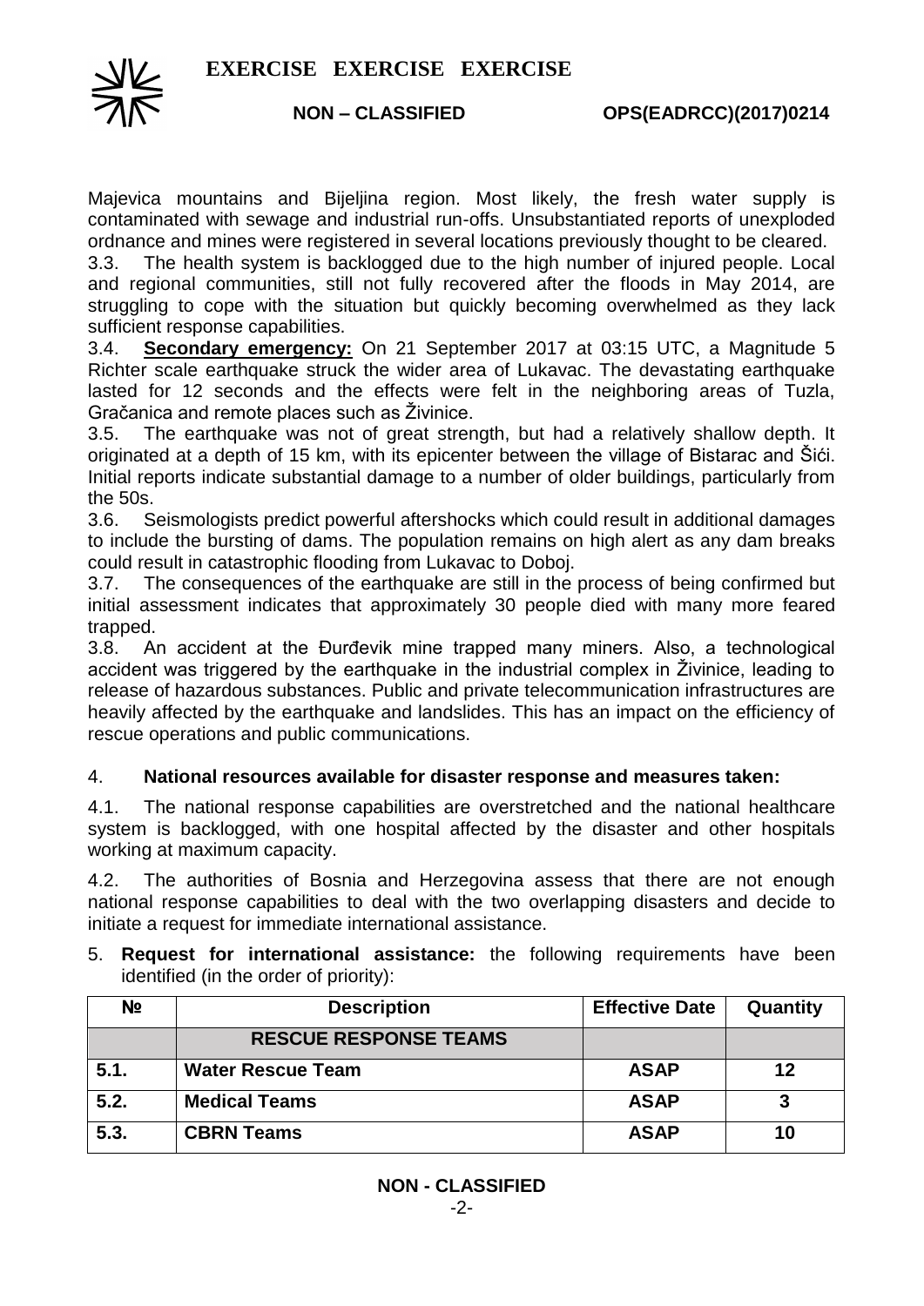Majevica mountains and Bijeljina region. Most likely, the fresh water supply is contaminated with sewage and industrial run-offs. Unsubstantiated reports of unexploded ordnance and mines were registered in several locations previously thought to be cleared.

3.3. The health system is backlogged due to the high number of injured people. Local and regional communities, still not fully recovered after the floods in May 2014, are struggling to cope with the situation but quickly becoming overwhelmed as they lack sufficient response capabilities.

3.4. **Secondary emergency:** On 21 September 2017 at 03:15 UTC, a Magnitude 5 Richter scale earthquake struck the wider area of Lukavac. The devastating earthquake lasted for 12 seconds and the effects were felt in the neighboring areas of Tuzla, Gračanica and remote places such as Živinice.

3.5. The earthquake was not of great strength, but had a relatively shallow depth. It originated at a depth of 15 km, with its epicenter between the village of Bistarac and Šići. Initial reports indicate substantial damage to a number of older buildings, particularly from the 50s.

3.6. Seismologists predict powerful aftershocks which could result in additional damages to include the bursting of dams. The population remains on high alert as any dam breaks could result in catastrophic flooding from Lukavac to Doboj.

3.7. The consequences of the earthquake are still in the process of being confirmed but initial assessment indicates that approximately 30 people died with many more feared trapped.

3.8. An accident at the Đurđevik mine trapped many miners. Also, a technological accident was triggered by the earthquake in the industrial complex in Živinice, leading to release of hazardous substances. Public and private telecommunication infrastructures are heavily affected by the earthquake and landslides. This has an impact on the efficiency of rescue operations and public communications.

4. **National resources available for disaster response and measures taken:**

4.1. The national response capabilities are overstretched and the national healthcare system is backlogged, with one hospital affected by the disaster and other hospitals working at maximum capacity.

4.2. The authorities of Bosnia and Herzegovina assess that there are not enough national response capabilities to deal with the two overlapping disasters and decide to initiate a request for immediate international assistance.

5. **Request for international assistance:** the following requirements have been identified (in the order of priority):

| № | Description | Effective Date | Quantity |
|---|---|---|---|
| | **RESCUE RESPONSE TEAMS** | | |
| **5.1.** | **Water Rescue Team** | **ASAP** | **12** |
| **5.2.** | **Medical Teams** | **ASAP** | **3** |
| **5.3.** | **CBRN Teams** | **ASAP** | **10** |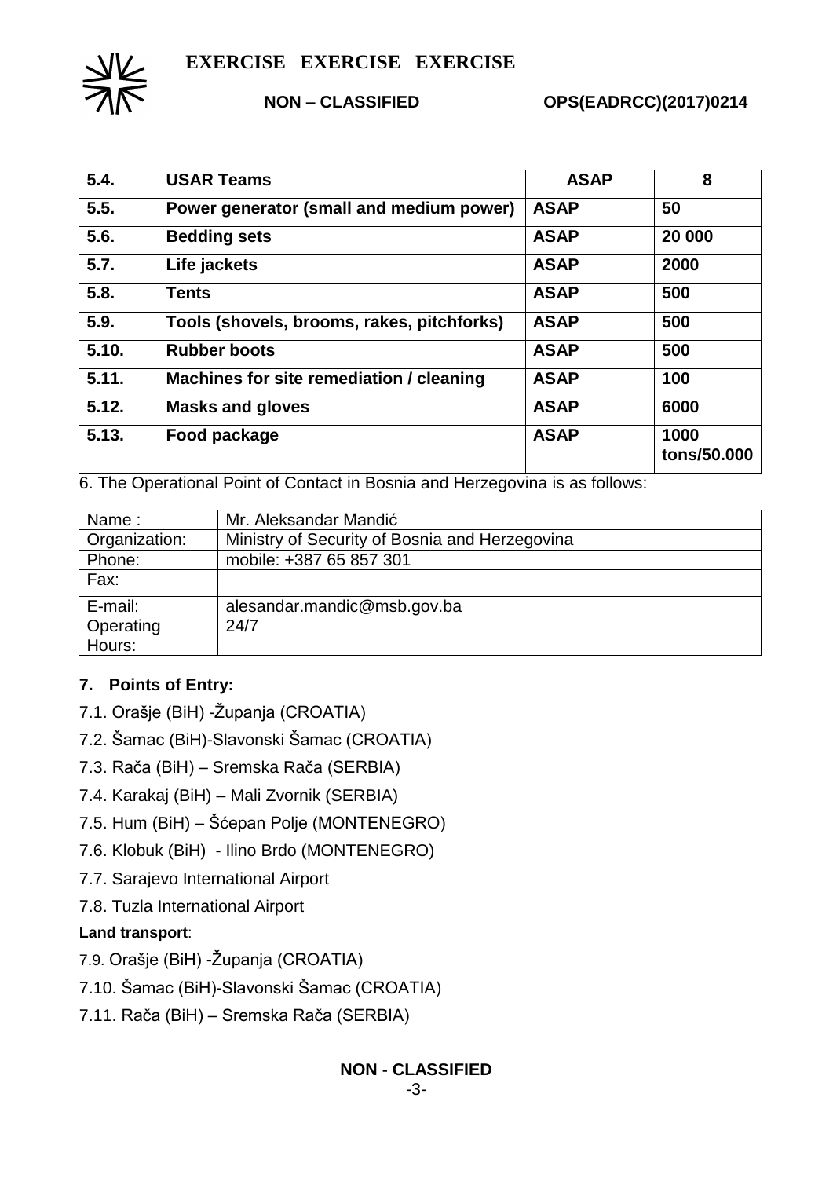| 5.4. | USAR Teams | ASAP | 8 |
|---|---|---|---|
| 5.5. | Power generator (small and medium power) | ASAP | 50 |
| 5.6. | Bedding sets | ASAP | 20 000 |
| 5.7. | Life jackets | ASAP | 2000 |
| 5.8. | Tents | ASAP | 500 |
| 5.9. | Tools (shovels, brooms, rakes, pitchforks) | ASAP | 500 |
| 5.10. | Rubber boots | ASAP | 500 |
| 5.11. | Machines for site remediation / cleaning | ASAP | 100 |
| 5.12. | Masks and gloves | ASAP | 6000 |
| 5.13. | Food package | ASAP | 1000 tons/50.000 |

6. The Operational Point of Contact in Bosnia and Herzegovina is as follows:

| Name : | Mr. Aleksandar Mandić |
|---|---|
| Organization: | Ministry of Security of Bosnia and Herzegovina |
| Phone: | mobile: +387 65 857 301 |
| Fax: | |
| E-mail: | alesandar.mandic@msb.gov.ba |
| Operating Hours: | 24/7 |

**7. Points of Entry:**

7.1. Orašje (BiH) -Županja (CROATIA)

7.2. Šamac (BiH)-Slavonski Šamac (CROATIA)

7.3. Rača (BiH) – Sremska Rača (SERBIA)

7.4. Karakaj (BiH) – Mali Zvornik (SERBIA)

7.5. Hum (BiH) – Šćepan Polje (MONTENEGRO)

7.6. Klobuk (BiH) - Ilino Brdo (MONTENEGRO)

7.7. Sarajevo International Airport

7.8. Tuzla International Airport

**Land transport**:

7.9. Orašje (BiH) -Županja (CROATIA)

7.10. Šamac (BiH)-Slavonski Šamac (CROATIA)

7.11. Rača (BiH) – Sremska Rača (SERBIA)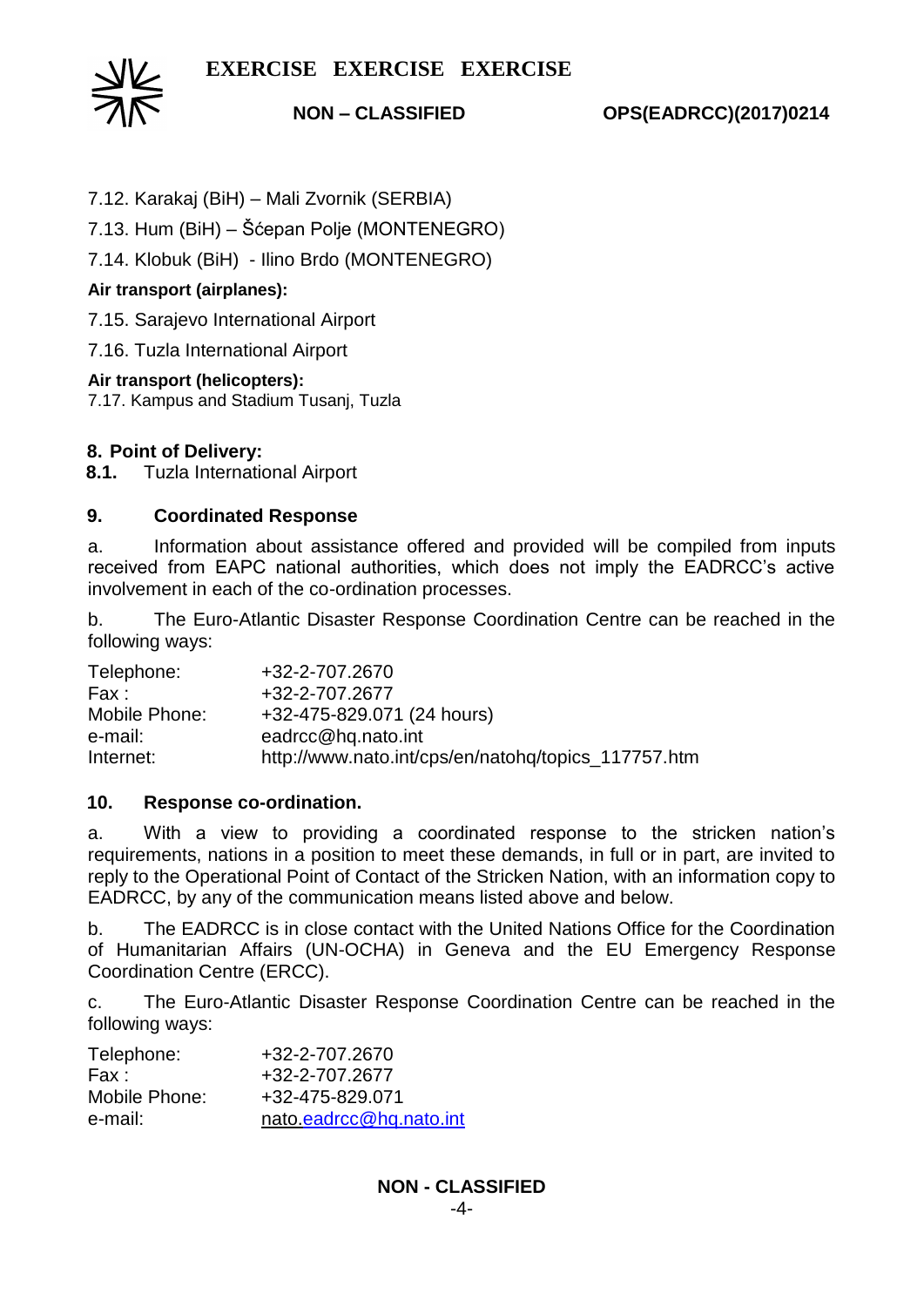7.12. Karakaj (BiH) – Mali Zvornik (SERBIA)

7.13. Hum (BiH) – Šćepan Polje (MONTENEGRO)

7.14. Klobuk (BiH) - Ilino Brdo (MONTENEGRO)

**Air transport (airplanes):**

7.15. Sarajevo International Airport

7.16. Tuzla International Airport

**Air transport (helicopters):**

7.17. Kampus and Stadium Tusanj, Tuzla

**8. Point of Delivery:**

**8.1.** Tuzla International Airport

**9. Coordinated Response**

a. Information about assistance offered and provided will be compiled from inputs received from EAPC national authorities, which does not imply the EADRCC's active involvement in each of the co-ordination processes.

b. The Euro-Atlantic Disaster Response Coordination Centre can be reached in the following ways:

| | |
|---|---|
| Telephone: | +32-2-707.2670 |
| Fax : | +32-2-707.2677 |
| Mobile Phone: | +32-475-829.071 (24 hours) |
| e-mail: | eadrcc@hq.nato.int |
| Internet: | http://www.nato.int/cps/en/natohq/topics_117757.htm |

**10. Response co-ordination.**

a. With a view to providing a coordinated response to the stricken nation's requirements, nations in a position to meet these demands, in full or in part, are invited to reply to the Operational Point of Contact of the Stricken Nation, with an information copy to EADRCC, by any of the communication means listed above and below.

b. The EADRCC is in close contact with the United Nations Office for the Coordination of Humanitarian Affairs (UN-OCHA) in Geneva and the EU Emergency Response Coordination Centre (ERCC).

c. The Euro-Atlantic Disaster Response Coordination Centre can be reached in the following ways:

| | |
|---|---|
| Telephone: | +32-2-707.2670 |
| Fax : | +32-2-707.2677 |
| Mobile Phone: | +32-475-829.071 |
| e-mail: | nato.eadrcc@hq.nato.int |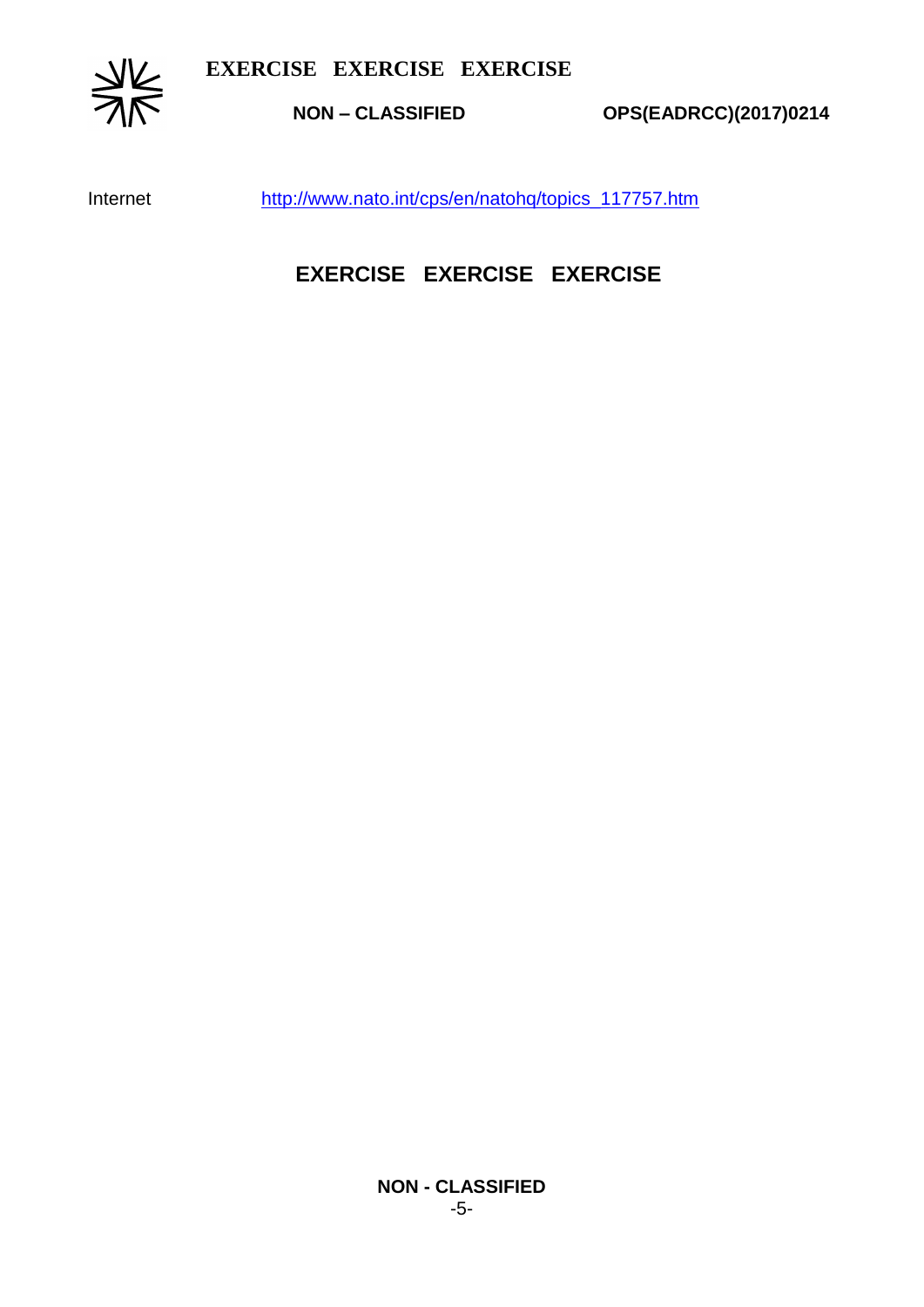Internet [http://www.nato.int/cps/en/natohq/topics_117757.htm](http://www.nato.int/cps/en/natohq/topics_117757.htm)

**EXERCISE EXERCISE EXERCISE**